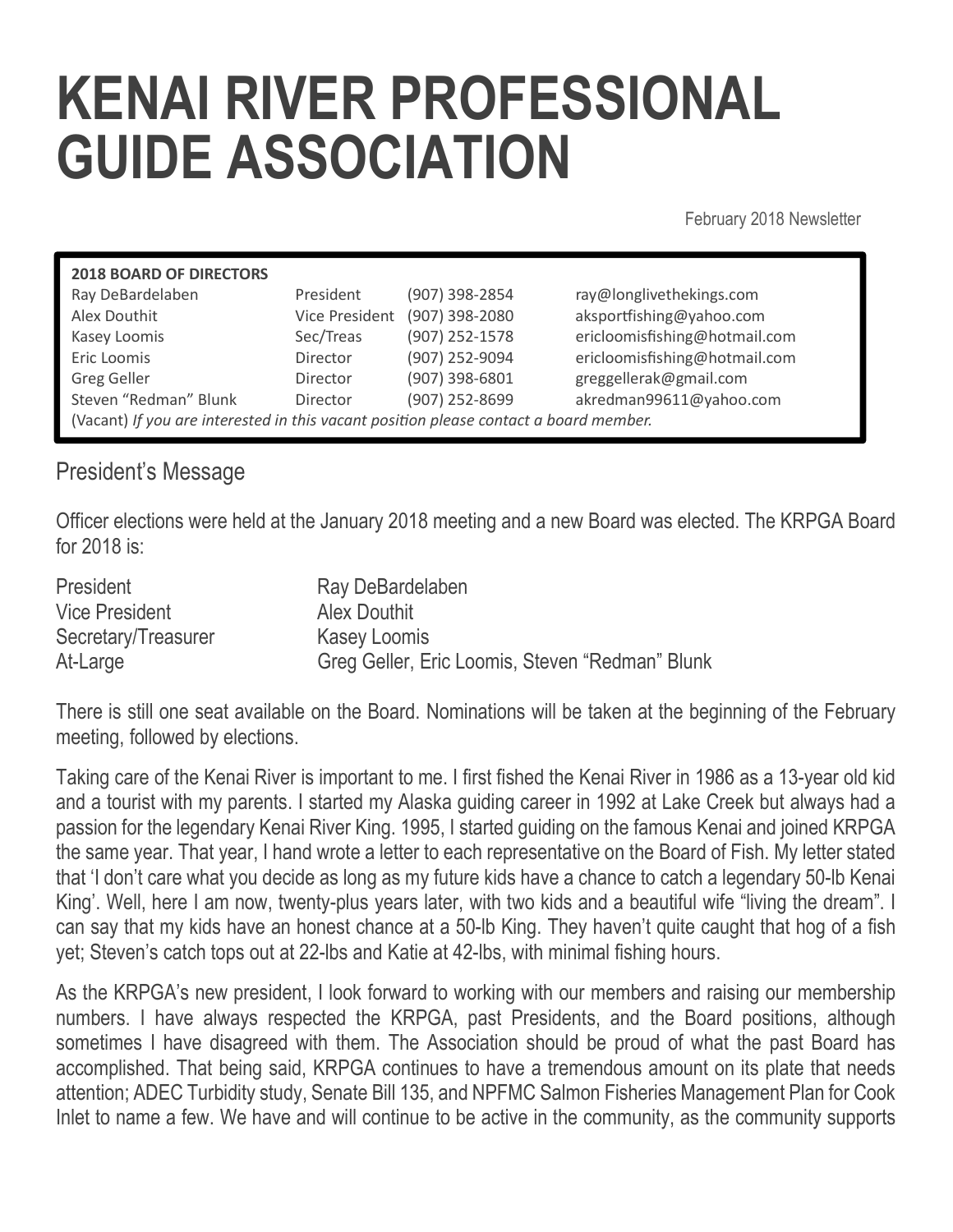# KENAI RIVER PROFESSIONAL GUIDE ASSOCIATION

February 2018 Newsletter

| **2018 BOARD OF DIRECTORS** | | | |
|---|---|---|---|
| Ray DeBardelaben | President | (907) 398-2854 | ray@longlivethekings.com |
| Alex Douthit | Vice President | (907) 398-2080 | aksportfishing@yahoo.com |
| Kasey Loomis | Sec/Treas | (907) 252-1578 | ericloomisfishing@hotmail.com |
| Eric Loomis | Director | (907) 252-9094 | ericloomisfishing@hotmail.com |
| Greg Geller | Director | (907) 398-6801 | greggellerak@gmail.com |
| Steven "Redman" Blunk | Director | (907) 252-8699 | akredman99611@yahoo.com |

(Vacant) *If you are interested in this vacant position please contact a board member.*

## President's Message

Officer elections were held at the January 2018 meeting and a new Board was elected. The KRPGA Board for 2018 is:

| | |
|---|---|
| President | Ray DeBardelaben |
| Vice President | Alex Douthit |
| Secretary/Treasurer | Kasey Loomis |
| At-Large | Greg Geller, Eric Loomis, Steven "Redman" Blunk |

There is still one seat available on the Board. Nominations will be taken at the beginning of the February meeting, followed by elections.

Taking care of the Kenai River is important to me. I first fished the Kenai River in 1986 as a 13-year old kid and a tourist with my parents. I started my Alaska guiding career in 1992 at Lake Creek but always had a passion for the legendary Kenai River King. 1995, I started guiding on the famous Kenai and joined KRPGA the same year. That year, I hand wrote a letter to each representative on the Board of Fish. My letter stated that 'I don't care what you decide as long as my future kids have a chance to catch a legendary 50-lb Kenai King'. Well, here I am now, twenty-plus years later, with two kids and a beautiful wife "living the dream". I can say that my kids have an honest chance at a 50-lb King. They haven't quite caught that hog of a fish yet; Steven's catch tops out at 22-lbs and Katie at 42-lbs, with minimal fishing hours.

As the KRPGA's new president, I look forward to working with our members and raising our membership numbers. I have always respected the KRPGA, past Presidents, and the Board positions, although sometimes I have disagreed with them. The Association should be proud of what the past Board has accomplished. That being said, KRPGA continues to have a tremendous amount on its plate that needs attention; ADEC Turbidity study, Senate Bill 135, and NPFMC Salmon Fisheries Management Plan for Cook Inlet to name a few. We have and will continue to be active in the community, as the community supports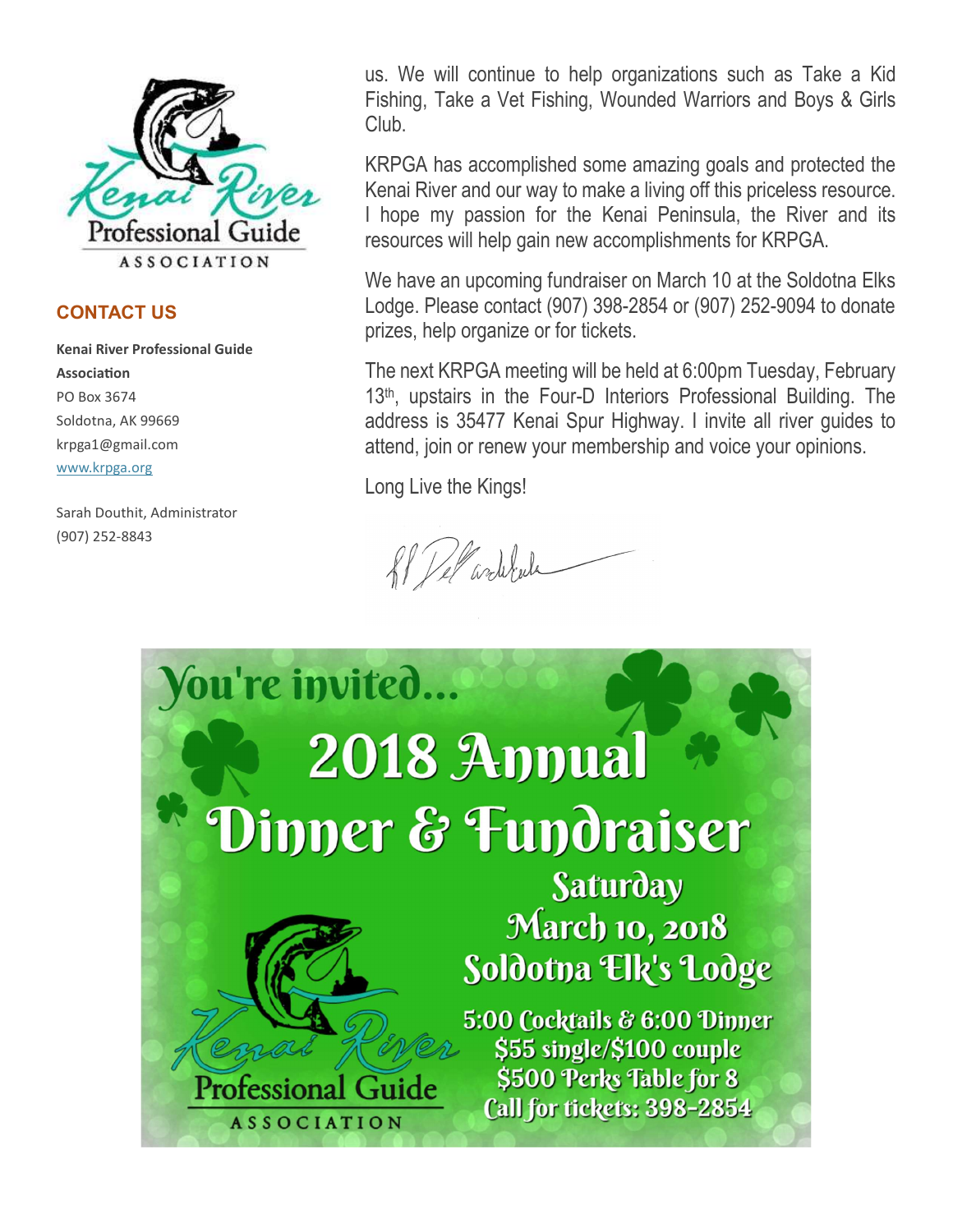## CONTACT US

**Kenai River Professional Guide Association**
PO Box 3674
Soldotna, AK 99669
krpga1@gmail.com
www.krpga.org

Sarah Douthit, Administrator
(907) 252-8843

us. We will continue to help organizations such as Take a Kid Fishing, Take a Vet Fishing, Wounded Warriors and Boys & Girls Club.

KRPGA has accomplished some amazing goals and protected the Kenai River and our way to make a living off this priceless resource. I hope my passion for the Kenai Peninsula, the River and its resources will help gain new accomplishments for KRPGA.

We have an upcoming fundraiser on March 10 at the Soldotna Elks Lodge. Please contact (907) 398-2854 or (907) 252-9094 to donate prizes, help organize or for tickets.

The next KRPGA meeting will be held at 6:00pm Tuesday, February 13th, upstairs in the Four-D Interiors Professional Building. The address is 35477 Kenai Spur Highway. I invite all river guides to attend, join or renew your membership and voice your opinions.

Long Live the Kings!

You're invited...

# 2018 Annual Dinner & Fundraiser

Saturday
March 10, 2018
Soldotna Elk's Lodge

5:00 Cocktails & 6:00 Dinner
$55 single/$100 couple
$500 Perks Table for 8
Call for tickets: 398-2854